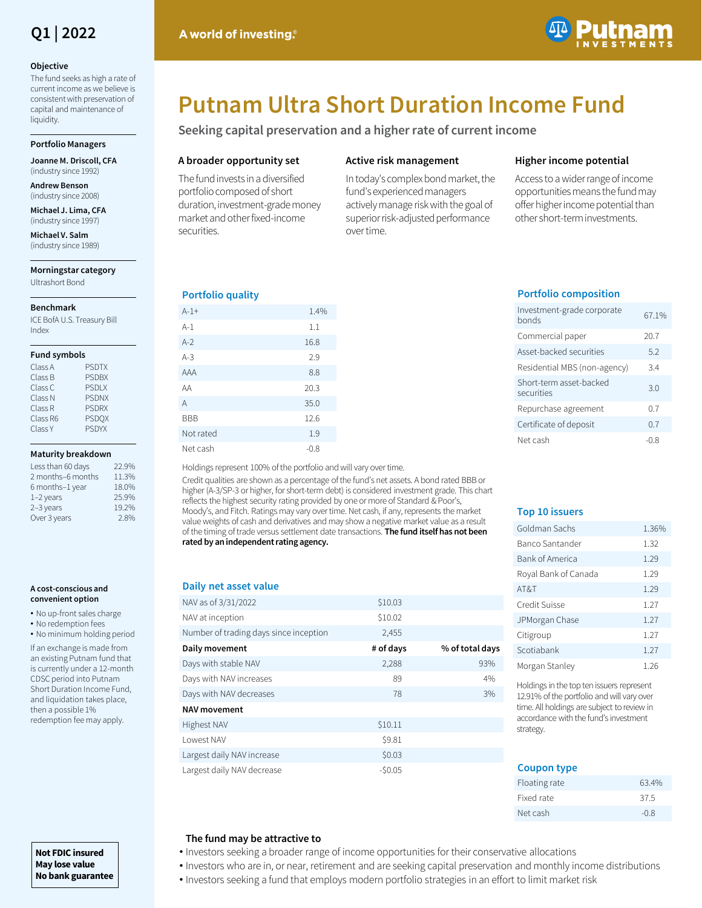Q1 | 2022

A world of investing.®

Putnam Investments

# Putnam Ultra Short Duration Income Fund

## Seeking capital preservation and a higher rate of current income

### Objective

The fund seeks as high a rate of current income as we believe is consistent with preservation of capital and maintenance of liquidity.

### Portfolio Managers

**Joanne M. Driscoll, CFA** (industry since 1992)

**Andrew Benson** (industry since 2008)

**Michael J. Lima, CFA** (industry since 1997)

**Michael V. Salm** (industry since 1989)

### Morningstar category

Ultrashort Bond

### Benchmark

ICE BofA U.S. Treasury Bill Index

### Fund symbols

| Class | Symbol |
|---|---|
| Class A | PSDTX |
| Class B | PSDBX |
| Class C | PSDLX |
| Class N | PSDNX |
| Class R | PSDRX |
| Class R6 | PSDQX |
| Class Y | PSDYX |

### Maturity breakdown

| Maturity | % |
|---|---|
| Less than 60 days | 22.9% |
| 2 months–6 months | 11.3% |
| 6 months–1 year | 18.0% |
| 1–2 years | 25.9% |
| 2–3 years | 19.2% |
| Over 3 years | 2.8% |

### A cost-conscious and convenient option

- No up-front sales charge
- No redemption fees
- No minimum holding period

If an exchange is made from an existing Putnam fund that is currently under a 12-month CDSC period into Putnam Short Duration Income Fund, and liquidation takes place, then a possible 1% redemption fee may apply.

**Not FDIC insured**
**May lose value**
**No bank guarantee**

### A broader opportunity set

The fund invests in a diversified portfolio composed of short duration, investment-grade money market and other fixed-income securities.

### Active risk management

In today's complex bond market, the fund's experienced managers actively manage risk with the goal of superior risk-adjusted performance over time.

### Higher income potential

Access to a wider range of income opportunities means the fund may offer higher income potential than other short-term investments.

### Portfolio quality

| Rating | % |
|---|---|
| A-1+ | 1.4% |
| A-1 | 1.1 |
| A-2 | 16.8 |
| A-3 | 2.9 |
| AAA | 8.8 |
| AA | 20.3 |
| A | 35.0 |
| BBB | 12.6 |
| Not rated | 1.9 |
| Net cash | -0.8 |

Holdings represent 100% of the portfolio and will vary over time.

Credit qualities are shown as a percentage of the fund's net assets. A bond rated BBB or higher (A-3/SP-3 or higher, for short-term debt) is considered investment grade. This chart reflects the highest security rating provided by one or more of Standard & Poor's, Moody's, and Fitch. Ratings may vary over time. Net cash, if any, represents the market value weights of cash and derivatives and may show a negative market value as a result of the timing of trade versus settlement date transactions. **The fund itself has not been rated by an independent rating agency.**

### Portfolio composition

| Type | % |
|---|---|
| Investment-grade corporate bonds | 67.1% |
| Commercial paper | 20.7 |
| Asset-backed securities | 5.2 |
| Residential MBS (non-agency) | 3.4 |
| Short-term asset-backed securities | 3.0 |
| Repurchase agreement | 0.7 |
| Certificate of deposit | 0.7 |
| Net cash | -0.8 |

### Daily net asset value

| | | |
|---|---|---|
| NAV as of 3/31/2022 | $10.03 | |
| NAV at inception | $10.02 | |
| Number of trading days since inception | 2,455 | |
| **Daily movement** | **# of days** | **% of total days** |
| Days with stable NAV | 2,288 | 93% |
| Days with NAV increases | 89 | 4% |
| Days with NAV decreases | 78 | 3% |
| **NAV movement** | | |
| Highest NAV | $10.11 | |
| Lowest NAV | $9.81 | |
| Largest daily NAV increase | $0.03 | |
| Largest daily NAV decrease | -$0.05 | |

### Top 10 issuers

| Issuer | % |
|---|---|
| Goldman Sachs | 1.36% |
| Banco Santander | 1.32 |
| Bank of America | 1.29 |
| Royal Bank of Canada | 1.29 |
| AT&T | 1.29 |
| Credit Suisse | 1.27 |
| JPMorgan Chase | 1.27 |
| Citigroup | 1.27 |
| Scotiabank | 1.27 |
| Morgan Stanley | 1.26 |

Holdings in the top ten issuers represent 12.91% of the portfolio and will vary over time. All holdings are subject to review in accordance with the fund's investment strategy.

### Coupon type

| Type | % |
|---|---|
| Floating rate | 63.4% |
| Fixed rate | 37.5 |
| Net cash | -0.8 |

### The fund may be attractive to

- Investors seeking a broader range of income opportunities for their conservative allocations
- Investors who are in, or near, retirement and are seeking capital preservation and monthly income distributions
- Investors seeking a fund that employs modern portfolio strategies in an effort to limit market risk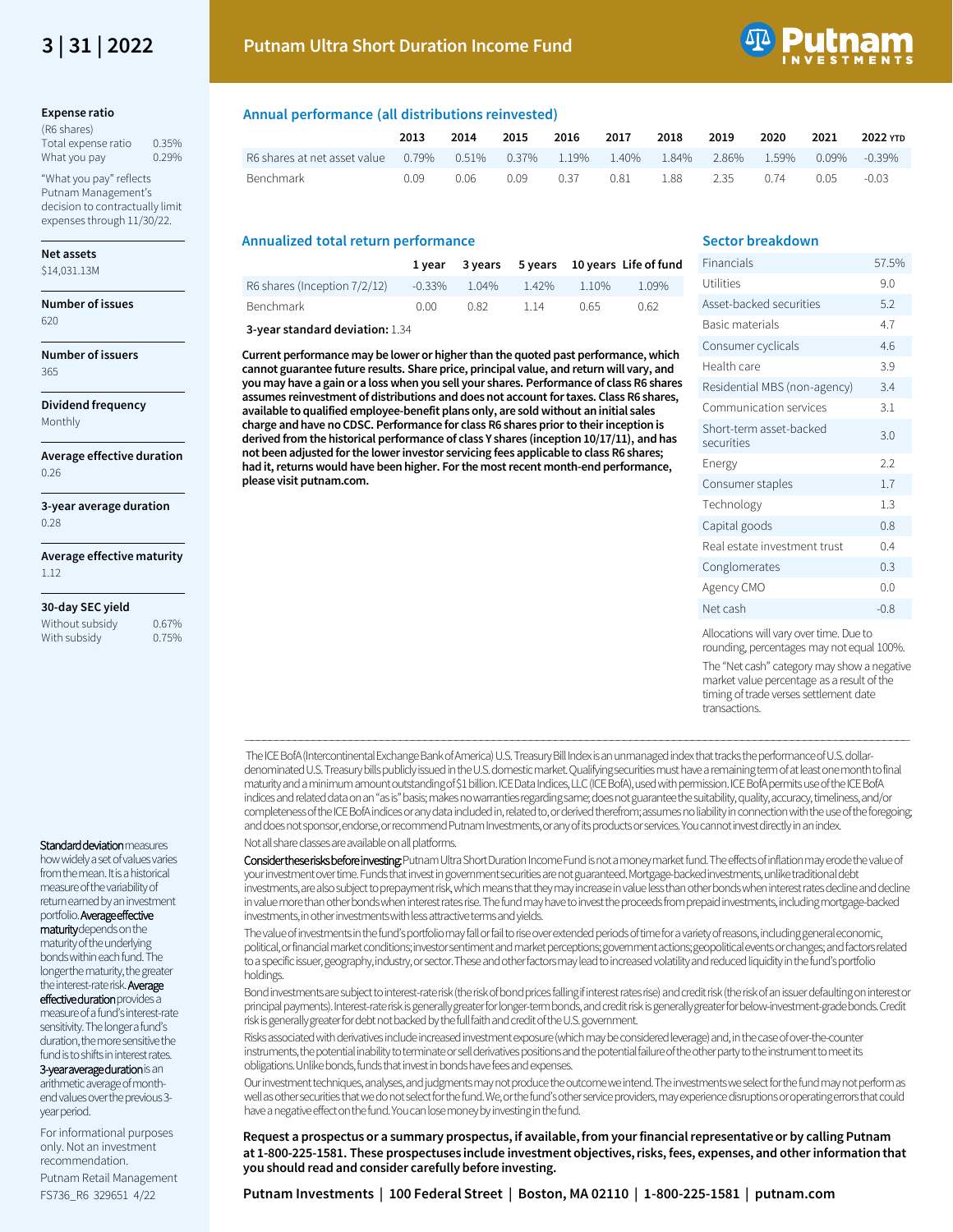# 3 | 31 | 2022

## Putnam Ultra Short Duration Income Fund

**Expense ratio**
(R6 shares)

| | |
|---|---|
| Total expense ratio | 0.35% |
| What you pay | 0.29% |

"What you pay" reflects Putnam Management's decision to contractually limit expenses through 11/30/22.

**Net assets**
$14,031.13M

**Number of issues**
620

**Number of issuers**
365

**Dividend frequency**
Monthly

**Average effective duration**
0.26

**3-year average duration**
0.28

**Average effective maturity**
1.12

**30-day SEC yield**

| | |
|---|---|
| Without subsidy | 0.67% |
| With subsidy | 0.75% |

**Standard deviation** measures how widely a set of values varies from the mean. It is a historical measure of the variability of return earned by an investment portfolio. **Average effective maturity** depends on the maturity of the underlying bonds within each fund. The longer the maturity, the greater the interest-rate risk. **Average effective duration** provides a measure of a fund's interest-rate sensitivity. The longer a fund's duration, the more sensitive the fund is to shifts in interest rates. **3-year average duration** is an arithmetic average of month-end values over the previous 3-year period.

For informational purposes only. Not an investment recommendation.

Putnam Retail Management

FS736_R6 329651 4/22

### Annual performance (all distributions reinvested)

| | 2013 | 2014 | 2015 | 2016 | 2017 | 2018 | 2019 | 2020 | 2021 | 2022 YTD |
|---|---|---|---|---|---|---|---|---|---|---|
| R6 shares at net asset value | 0.79% | 0.51% | 0.37% | 1.19% | 1.40% | 1.84% | 2.86% | 1.59% | 0.09% | -0.39% |
| Benchmark | 0.09 | 0.06 | 0.09 | 0.37 | 0.81 | 1.88 | 2.35 | 0.74 | 0.05 | -0.03 |

### Annualized total return performance

| | 1 year | 3 years | 5 years | 10 years | Life of fund |
|---|---|---|---|---|---|
| R6 shares (Inception 7/2/12) | -0.33% | 1.04% | 1.42% | 1.10% | 1.09% |
| Benchmark | 0.00 | 0.82 | 1.14 | 0.65 | 0.62 |

**3-year standard deviation:** 1.34

**Current performance may be lower or higher than the quoted past performance, which cannot guarantee future results. Share price, principal value, and return will vary, and you may have a gain or a loss when you sell your shares. Performance of class R6 shares assumes reinvestment of distributions and does not account for taxes. Class R6 shares, available to qualified employee-benefit plans only, are sold without an initial sales charge and have no CDSC. Performance for class R6 shares prior to their inception is derived from the historical performance of class Y shares (inception 10/17/11), and has not been adjusted for the lower investor servicing fees applicable to class R6 shares; had it, returns would have been higher. For the most recent month-end performance, please visit putnam.com.**

### Sector breakdown

| | |
|---|---|
| Financials | 57.5% |
| Utilities | 9.0 |
| Asset-backed securities | 5.2 |
| Basic materials | 4.7 |
| Consumer cyclicals | 4.6 |
| Health care | 3.9 |
| Residential MBS (non-agency) | 3.4 |
| Communication services | 3.1 |
| Short-term asset-backed securities | 3.0 |
| Energy | 2.2 |
| Consumer staples | 1.7 |
| Technology | 1.3 |
| Capital goods | 0.8 |
| Real estate investment trust | 0.4 |
| Conglomerates | 0.3 |
| Agency CMO | 0.0 |
| Net cash | -0.8 |

Allocations will vary over time. Due to rounding, percentages may not equal 100%.

The "Net cash" category may show a negative market value percentage as a result of the timing of trade verses settlement date transactions.

The ICE BofA (Intercontinental Exchange Bank of America) U.S. Treasury Bill Index is an unmanaged index that tracks the performance of U.S. dollar-denominated U.S. Treasury bills publicly issued in the U.S. domestic market. Qualifying securities must have a remaining term of at least one month to final maturity and a minimum amount outstanding of $1 billion. ICE Data Indices, LLC (ICE BofA), used with permission. ICE BofA permits use of the ICE BofA indices and related data on an "as is" basis; makes no warranties regarding same; does not guarantee the suitability, quality, accuracy, timeliness, and/or completeness of the ICE BofA indices or any data included in, related to, or derived therefrom; assumes no liability in connection with the use of the foregoing; and does not sponsor, endorse, or recommend Putnam Investments, or any of its products or services. You cannot invest directly in an index.

Not all share classes are available on all platforms.

**Consider these risks before investing:** Putnam Ultra Short Duration Income Fund is not a money market fund. The effects of inflation may erode the value of your investment over time. Funds that invest in government securities are not guaranteed. Mortgage-backed investments, unlike traditional debt investments, are also subject to prepayment risk, which means that they may increase in value less than other bonds when interest rates decline and decline in value more than other bonds when interest rates rise. The fund may have to invest the proceeds from prepaid investments, including mortgage-backed investments, in other investments with less attractive terms and yields.

The value of investments in the fund's portfolio may fall or fail to rise over extended periods of time for a variety of reasons, including general economic, political, or financial market conditions; investor sentiment and market perceptions; government actions; geopolitical events or changes; and factors related to a specific issuer, geography, industry, or sector. These and other factors may lead to increased volatility and reduced liquidity in the fund's portfolio holdings.

Bond investments are subject to interest-rate risk (the risk of bond prices falling if interest rates rise) and credit risk (the risk of an issuer defaulting on interest or principal payments). Interest-rate risk is generally greater for longer-term bonds, and credit risk is generally greater for below-investment-grade bonds. Credit risk is generally greater for debt not backed by the full faith and credit of the U.S. government.

Risks associated with derivatives include increased investment exposure (which may be considered leverage) and, in the case of over-the-counter instruments, the potential inability to terminate or sell derivatives positions and the potential failure of the other party to the instrument to meet its obligations. Unlike bonds, funds that invest in bonds have fees and expenses.

Our investment techniques, analyses, and judgments may not produce the outcome we intend. The investments we select for the fund may not perform as well as other securities that we do not select for the fund. We, or the fund's other service providers, may experience disruptions or operating errors that could have a negative effect on the fund. You can lose money by investing in the fund.

**Request a prospectus or a summary prospectus, if available, from your financial representative or by calling Putnam at 1-800-225-1581. These prospectuses include investment objectives, risks, fees, expenses, and other information that you should read and consider carefully before investing.**

**Putnam Investments | 100 Federal Street | Boston, MA 02110 | 1-800-225-1581 | putnam.com**